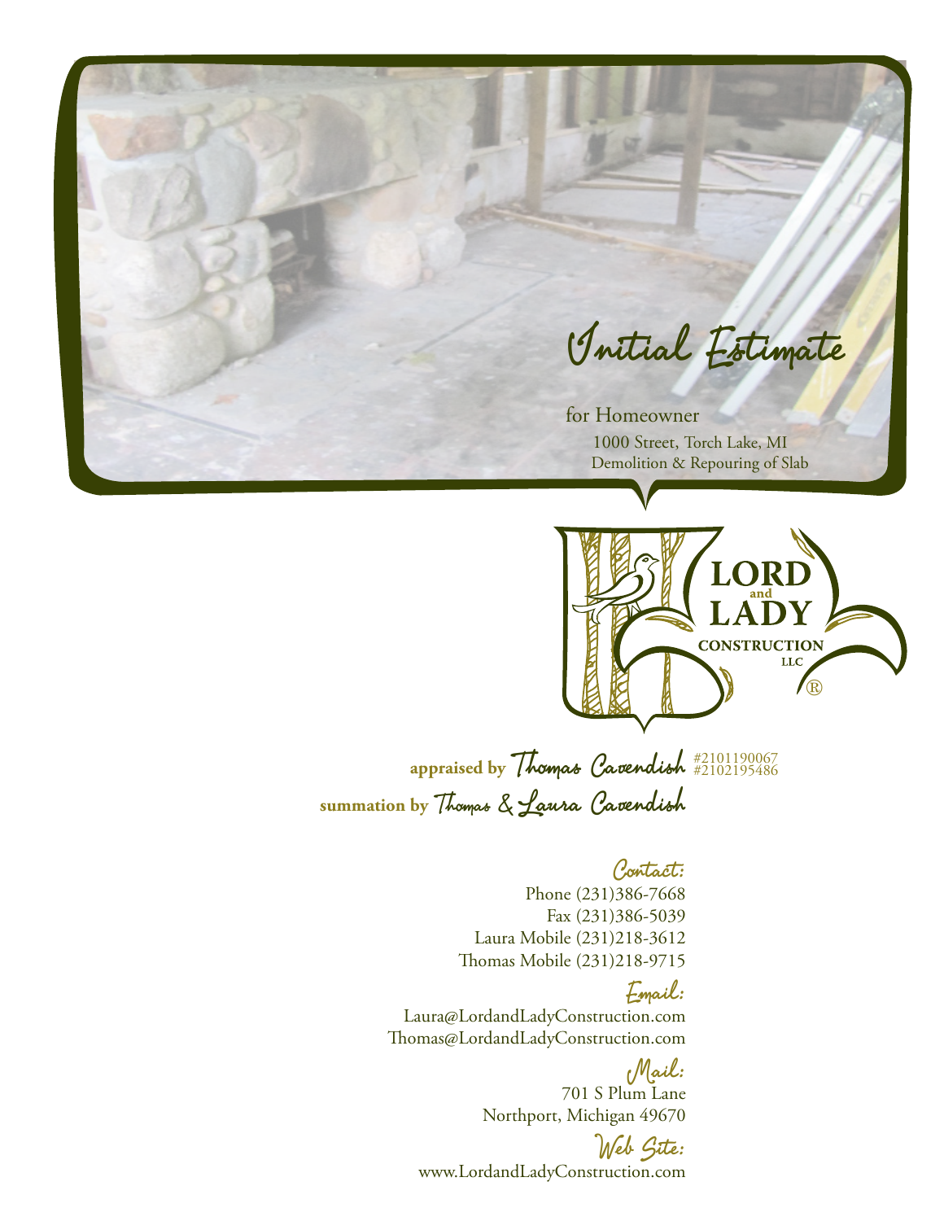# Initial Estimate

for Homeowner

1000 Street, Torch Lake, MI

Demolition & Repouring of Slab

LORD and LADY CONSTRUCTION LLC ®

**appraised by** Thomas Cavendish #2101190067 #2102195486

**summation by** Thomas & Laura Cavendish

## Contact:

Phone (231)386-7668

Fax (231)386-5039

Laura Mobile (231)218-3612

Thomas Mobile (231)218-9715

## Email:

Laura@LordandLadyConstruction.com

Thomas@LordandLadyConstruction.com

## Mail:

701 S Plum Lane

Northport, Michigan 49670

## Web Site:

www.LordandLadyConstruction.com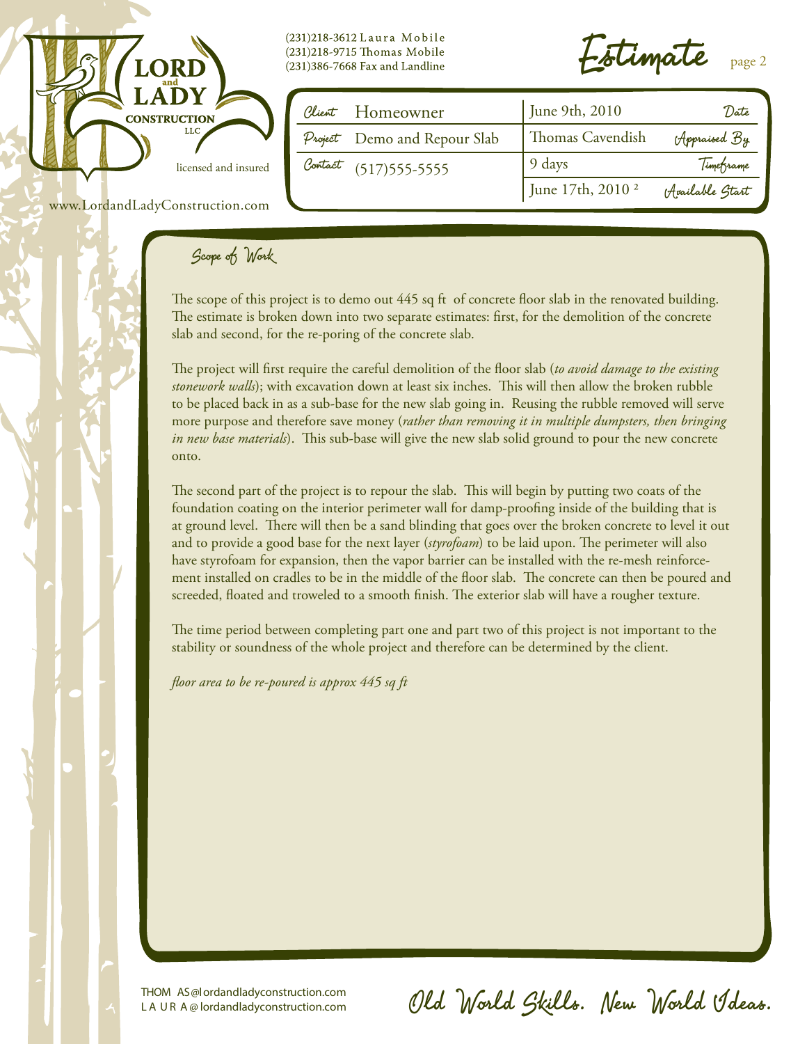**LORD and LADY CONSTRUCTION LLC**

licensed and insured

www.LordandLadyConstruction.com

(231)218-3612 Laura Mobile
(231)218-9715 Thomas Mobile
(231)386-7668 Fax and Landline

# Estimate

| | | | |
|---|---|---|---|
| Client | Homeowner | June 9th, 2010 | Date |
| Project | Demo and Repour Slab | Thomas Cavendish | Appraised By |
| Contact | (517)555-5555 | 9 days | Timeframe |
| | | June 17th, 2010 [2] | Available Start |

## Scope of Work

The scope of this project is to demo out 445 sq ft of concrete floor slab in the renovated building. The estimate is broken down into two separate estimates: first, for the demolition of the concrete slab and second, for the re-poring of the concrete slab.

The project will first require the careful demolition of the floor slab (*to avoid damage to the existing stonework walls*); with excavation down at least six inches. This will then allow the broken rubble to be placed back in as a sub-base for the new slab going in. Reusing the rubble removed will serve more purpose and therefore save money (*rather than removing it in multiple dumpsters, then bringing in new base materials*). This sub-base will give the new slab solid ground to pour the new concrete onto.

The second part of the project is to repour the slab. This will begin by putting two coats of the foundation coating on the interior perimeter wall for damp-proofing inside of the building that is at ground level. There will then be a sand blinding that goes over the broken concrete to level it out and to provide a good base for the next layer (*styrofoam*) to be laid upon. The perimeter will also have styrofoam for expansion, then the vapor barrier can be installed with the re-mesh reinforcement installed on cradles to be in the middle of the floor slab. The concrete can then be poured and screeded, floated and troweled to a smooth finish. The exterior slab will have a rougher texture.

The time period between completing part one and part two of this project is not important to the stability or soundness of the whole project and therefore can be determined by the client.

*floor area to be re-poured is approx 445 sq ft*

THOMAS@lordandladyconstruction.com
LAURA@lordandladyconstruction.com

Old World Skills. New World Ideas.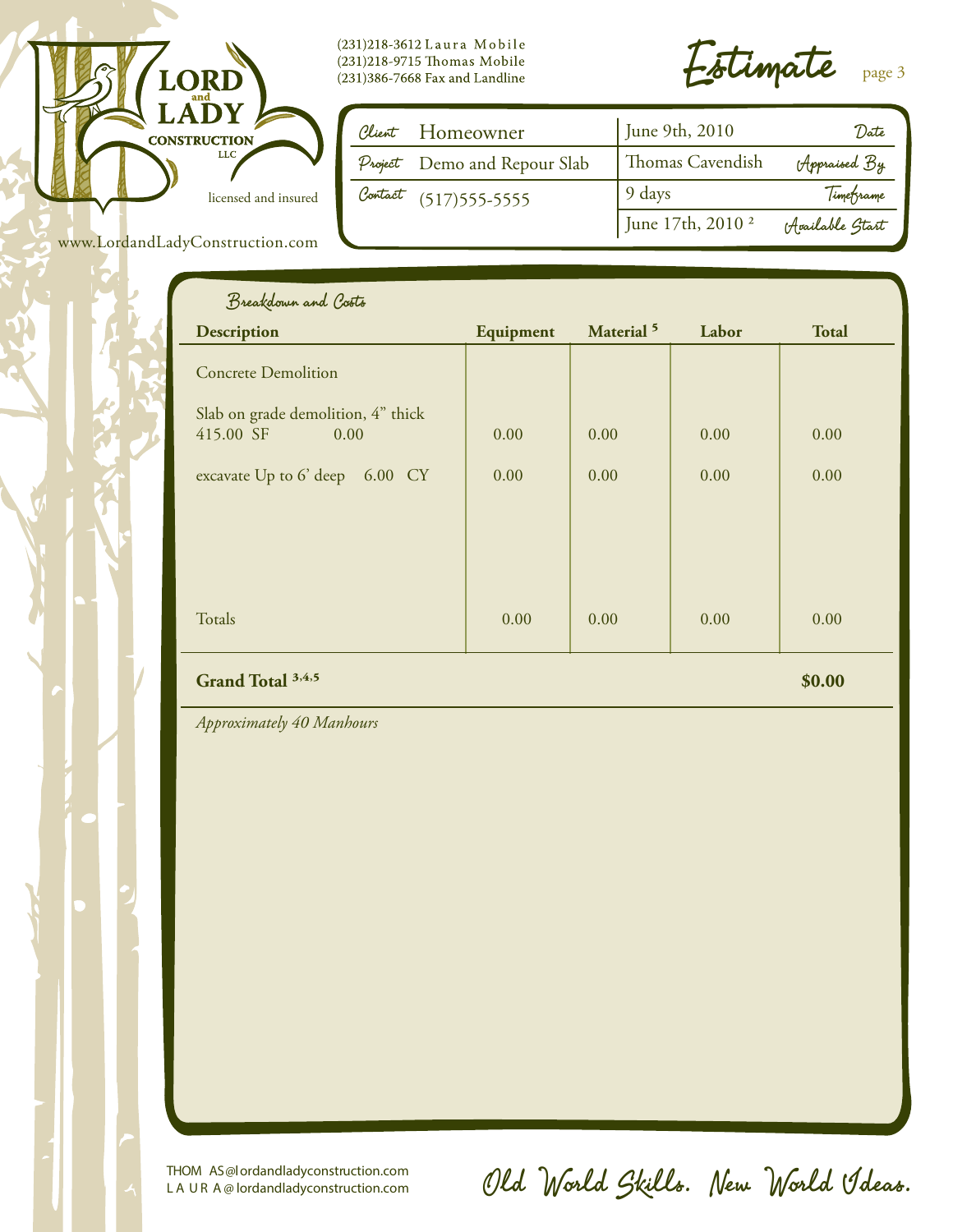**LORD and LADY CONSTRUCTION LLC**

licensed and insured

www.LordandLadyConstruction.com

(231)218-3612 Laura Mobile
(231)218-9715 Thomas Mobile
(231)386-7668 Fax and Landline

# Estimate

| | | | |
|---|---|---|---|
| Client | Homeowner | June 9th, 2010 | Date |
| Project | Demo and Repour Slab | Thomas Cavendish | Appraised By |
| Contact | (517)555-5555 | 9 days | Timeframe |
| | | June 17th, 2010 [2] | Available Start |

## Breakdown and Costs

| Description | Equipment | Material [5] | Labor | Total |
|---|---|---|---|---|
| Concrete Demolition | | | | |
| Slab on grade demolition, 4" thick 415.00 SF 0.00 | 0.00 | 0.00 | 0.00 | 0.00 |
| excavate Up to 6' deep 6.00 CY | 0.00 | 0.00 | 0.00 | 0.00 |
| Totals | 0.00 | 0.00 | 0.00 | 0.00 |

**Grand Total [3,4,5]** **$0.00**

*Approximately 40 Manhours*

THOMAS@lordandladyconstruction.com
LAURA@lordandladyconstruction.com

Old World Skills. New World Ideas.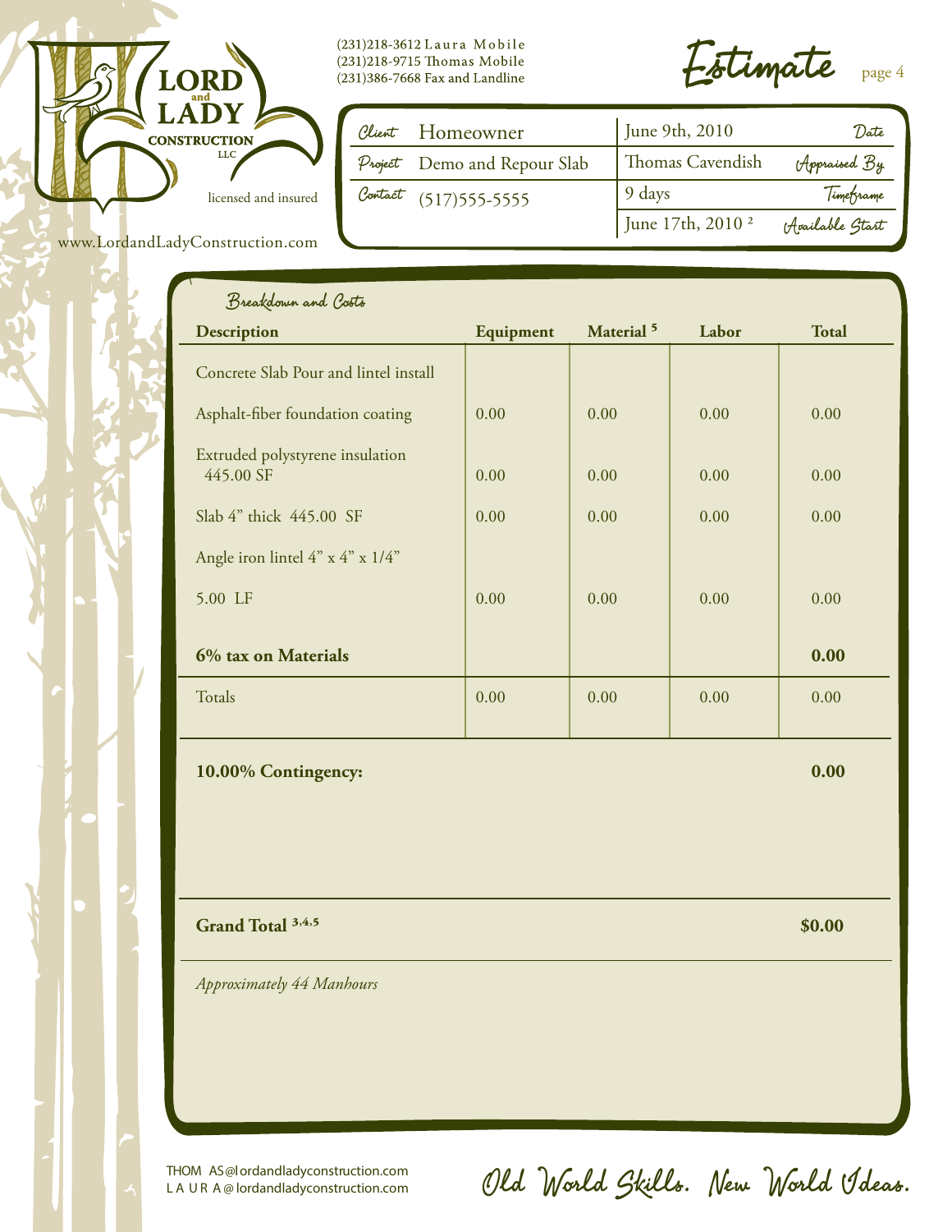**LORD and LADY CONSTRUCTION LLC**

licensed and insured

www.LordandLadyConstruction.com

(231)218-3612 Laura Mobile
(231)218-9715 Thomas Mobile
(231)386-7668 Fax and Landline

# Estimate

| | | | |
|---|---|---|---|
| Client | Homeowner | June 9th, 2010 | Date |
| Project | Demo and Repour Slab | Thomas Cavendish | Appraised By |
| Contact | (517)555-5555 | 9 days | Timeframe |
| | | June 17th, 2010 [2] | Available Start |

## Breakdown and Costs

| Description | Equipment | Material [5] | Labor | Total |
|---|---|---|---|---|
| Concrete Slab Pour and lintel install | | | | |
| Asphalt-fiber foundation coating | 0.00 | 0.00 | 0.00 | 0.00 |
| Extruded polystyrene insulation 445.00 SF | 0.00 | 0.00 | 0.00 | 0.00 |
| Slab 4" thick 445.00 SF | 0.00 | 0.00 | 0.00 | 0.00 |
| Angle iron lintel 4" x 4" x 1/4" | | | | |
| 5.00 LF | 0.00 | 0.00 | 0.00 | 0.00 |
| **6% tax on Materials** | | | | **0.00** |
| Totals | 0.00 | 0.00 | 0.00 | 0.00 |

**10.00% Contingency:** **0.00**

**Grand Total [3,4,5]** **$0.00**

*Approximately 44 Manhours*

THOMAS@lordandladyconstruction.com
LAURA@lordandladyconstruction.com

Old World Skills. New World Ideas.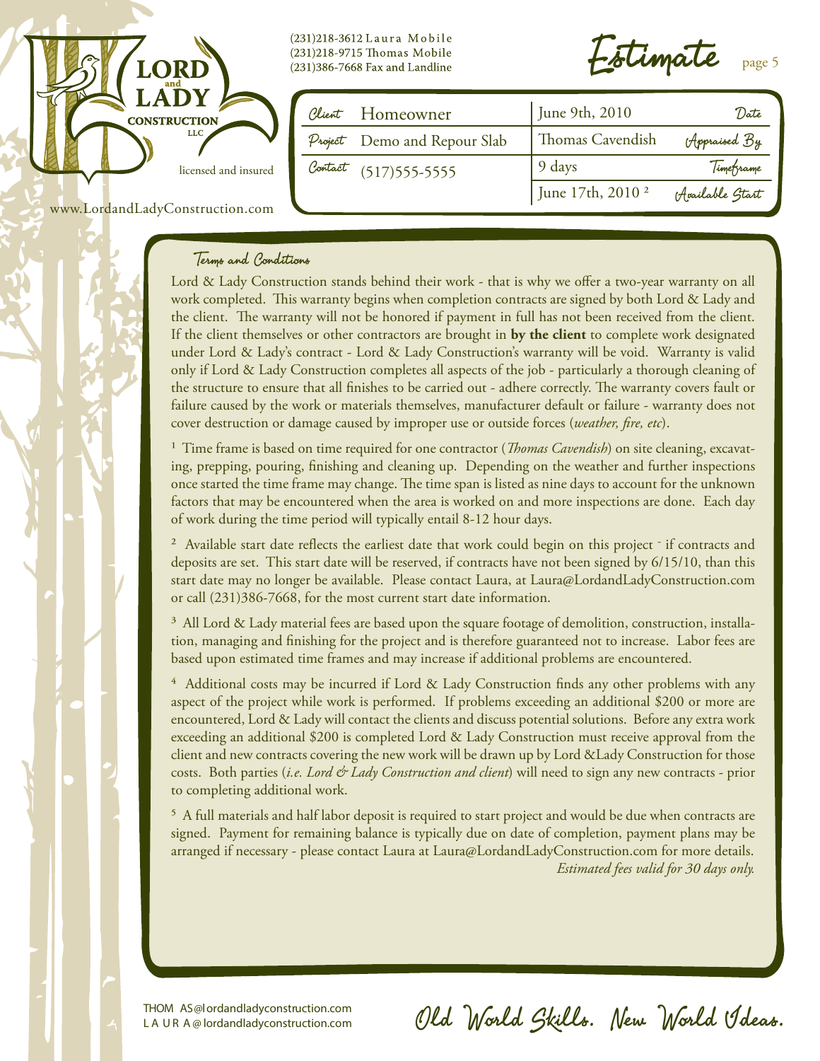LORD and LADY CONSTRUCTION LLC

licensed and insured

www.LordandLadyConstruction.com

(231)218-3612 Laura Mobile
(231)218-9715 Thomas Mobile
(231)386-7668 Fax and Landline

# Estimate

| | | | |
|---|---|---|---|
| Client | Homeowner | June 9th, 2010 | Date |
| Project | Demo and Repour Slab | Thomas Cavendish | Appraised By |
| Contact | (517)555-5555 | 9 days | Timeframe |
| | | June 17th, 2010 [2] | Available Start |

## Terms and Conditions

Lord & Lady Construction stands behind their work - that is why we offer a two-year warranty on all work completed. This warranty begins when completion contracts are signed by both Lord & Lady and the client. The warranty will not be honored if payment in full has not been received from the client. If the client themselves or other contractors are brought in **by the client** to complete work designated under Lord & Lady's contract - Lord & Lady Construction's warranty will be void. Warranty is valid only if Lord & Lady Construction completes all aspects of the job - particularly a thorough cleaning of the structure to ensure that all finishes to be carried out - adhere correctly. The warranty covers fault or failure caused by the work or materials themselves, manufacturer default or failure - warranty does not cover destruction or damage caused by improper use or outside forces (*weather, fire, etc*).

[1] Time frame is based on time required for one contractor (*Thomas Cavendish*) on site cleaning, excavating, prepping, pouring, finishing and cleaning up. Depending on the weather and further inspections once started the time frame may change. The time span is listed as nine days to account for the unknown factors that may be encountered when the area is worked on and more inspections are done. Each day of work during the time period will typically entail 8-12 hour days.

[2] Available start date reflects the earliest date that work could begin on this project - if contracts and deposits are set. This start date will be reserved, if contracts have not been signed by 6/15/10, than this start date may no longer be available. Please contact Laura, at Laura@LordandLadyConstruction.com or call (231)386-7668, for the most current start date information.

[3] All Lord & Lady material fees are based upon the square footage of demolition, construction, installation, managing and finishing for the project and is therefore guaranteed not to increase. Labor fees are based upon estimated time frames and may increase if additional problems are encountered.

[4] Additional costs may be incurred if Lord & Lady Construction finds any other problems with any aspect of the project while work is performed. If problems exceeding an additional $200 or more are encountered, Lord & Lady will contact the clients and discuss potential solutions. Before any extra work exceeding an additional $200 is completed Lord & Lady Construction must receive approval from the client and new contracts covering the new work will be drawn up by Lord &Lady Construction for those costs. Both parties (*i.e. Lord & Lady Construction and client*) will need to sign any new contracts - prior to completing additional work.

[5] A full materials and half labor deposit is required to start project and would be due when contracts are signed. Payment for remaining balance is typically due on date of completion, payment plans may be arranged if necessary - please contact Laura at Laura@LordandLadyConstruction.com for more details.

*Estimated fees valid for 30 days only.*

THOMAS@lordandladyconstruction.com
LAURA@lordandladyconstruction.com

Old World Skills. New World Ideas.